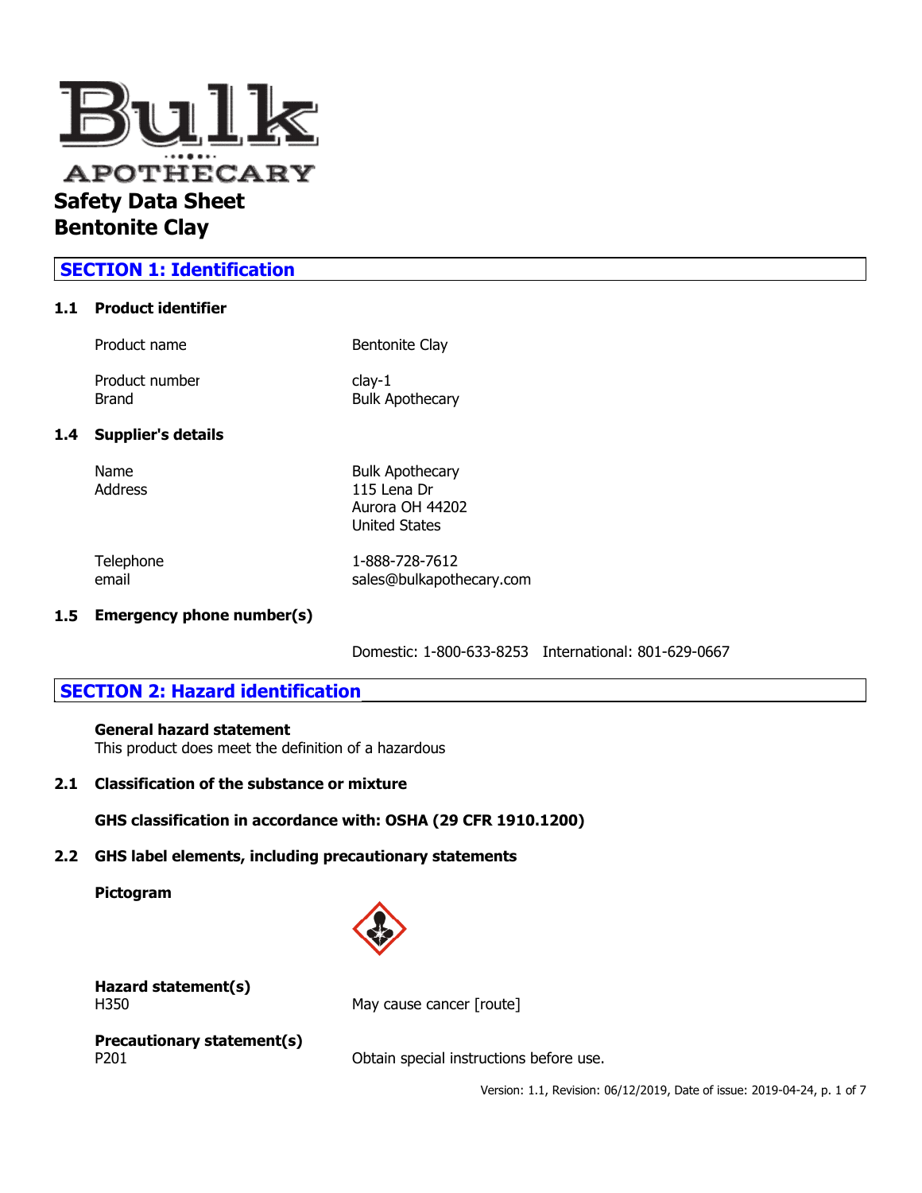# Bulk APOTHECARY

# Safety Data Sheet
# Bentonite Clay

## SECTION 1: Identification

### 1.1 Product identifier

| | |
|---|---|
| Product name | Bentonite Clay |
| Product number | clay-1 |
| Brand | Bulk Apothecary |

### 1.4 Supplier's details

| | |
|---|---|
| Name | Bulk Apothecary |
| Address | 115 Lena Dr<br>Aurora OH 44202<br>United States |
| Telephone | 1-888-728-7612 |
| email | sales@bulkapothecary.com |

### 1.5 Emergency phone number(s)

Domestic: 1-800-633-8253   International: 801-629-0667

## SECTION 2: Hazard identification

**General hazard statement**
This product does meet the definition of a hazardous

### 2.1 Classification of the substance or mixture

**GHS classification in accordance with: OSHA (29 CFR 1910.1200)**

### 2.2 GHS label elements, including precautionary statements

**Pictogram**

**Hazard statement(s)**

| | |
|---|---|
| H350 | May cause cancer [route] |

**Precautionary statement(s)**

| | |
|---|---|
| P201 | Obtain special instructions before use. |

Version: 1.1, Revision: 06/12/2019, Date of issue: 2019-04-24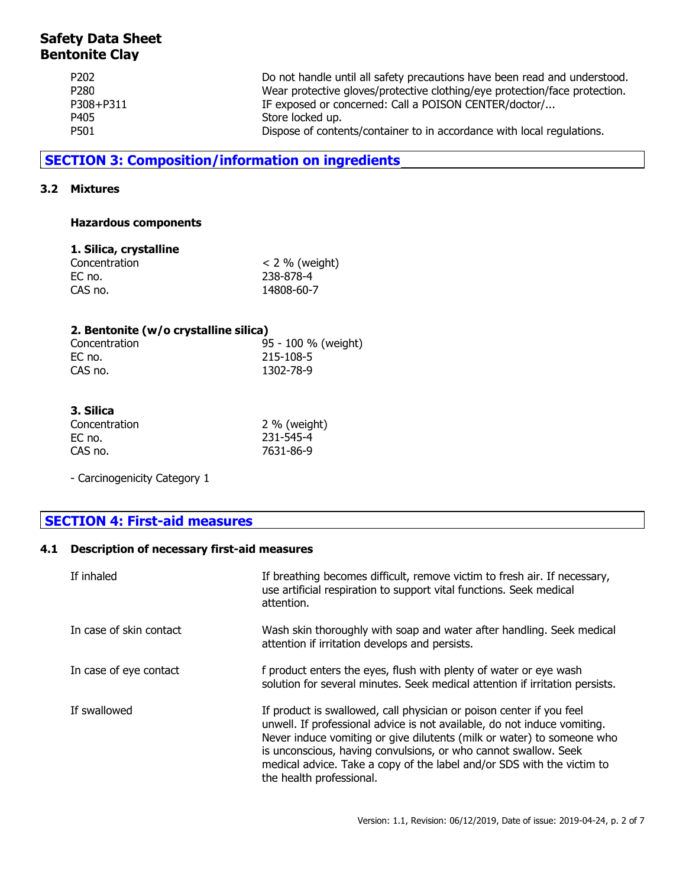| | |
|---|---|
| P202 | Do not handle until all safety precautions have been read and understood. |
| P280 | Wear protective gloves/protective clothing/eye protection/face protection. |
| P308+P311 | IF exposed or concerned: Call a POISON CENTER/doctor/... |
| P405 | Store locked up. |
| P501 | Dispose of contents/container to in accordance with local regulations. |

## SECTION 3: Composition/information on ingredients

### 3.2 Mixtures

**Hazardous components**

**1. Silica, crystalline**

| | |
|---|---|
| Concentration | < 2 % (weight) |
| EC no. | 238-878-4 |
| CAS no. | 14808-60-7 |

**2. Bentonite (w/o crystalline silica)**

| | |
|---|---|
| Concentration | 95 - 100 % (weight) |
| EC no. | 215-108-5 |
| CAS no. | 1302-78-9 |

**3. Silica**

| | |
|---|---|
| Concentration | 2 % (weight) |
| EC no. | 231-545-4 |
| CAS no. | 7631-86-9 |

- Carcinogenicity Category 1

## SECTION 4: First-aid measures

### 4.1 Description of necessary first-aid measures

| | |
|---|---|
| If inhaled | If breathing becomes difficult, remove victim to fresh air. If necessary, use artificial respiration to support vital functions. Seek medical attention. |
| In case of skin contact | Wash skin thoroughly with soap and water after handling. Seek medical attention if irritation develops and persists. |
| In case of eye contact | f product enters the eyes, flush with plenty of water or eye wash solution for several minutes. Seek medical attention if irritation persists. |
| If swallowed | If product is swallowed, call physician or poison center if you feel unwell. If professional advice is not available, do not induce vomiting. Never induce vomiting or give dilutents (milk or water) to someone who is unconscious, having convulsions, or who cannot swallow. Seek medical advice. Take a copy of the label and/or SDS with the victim to the health professional. |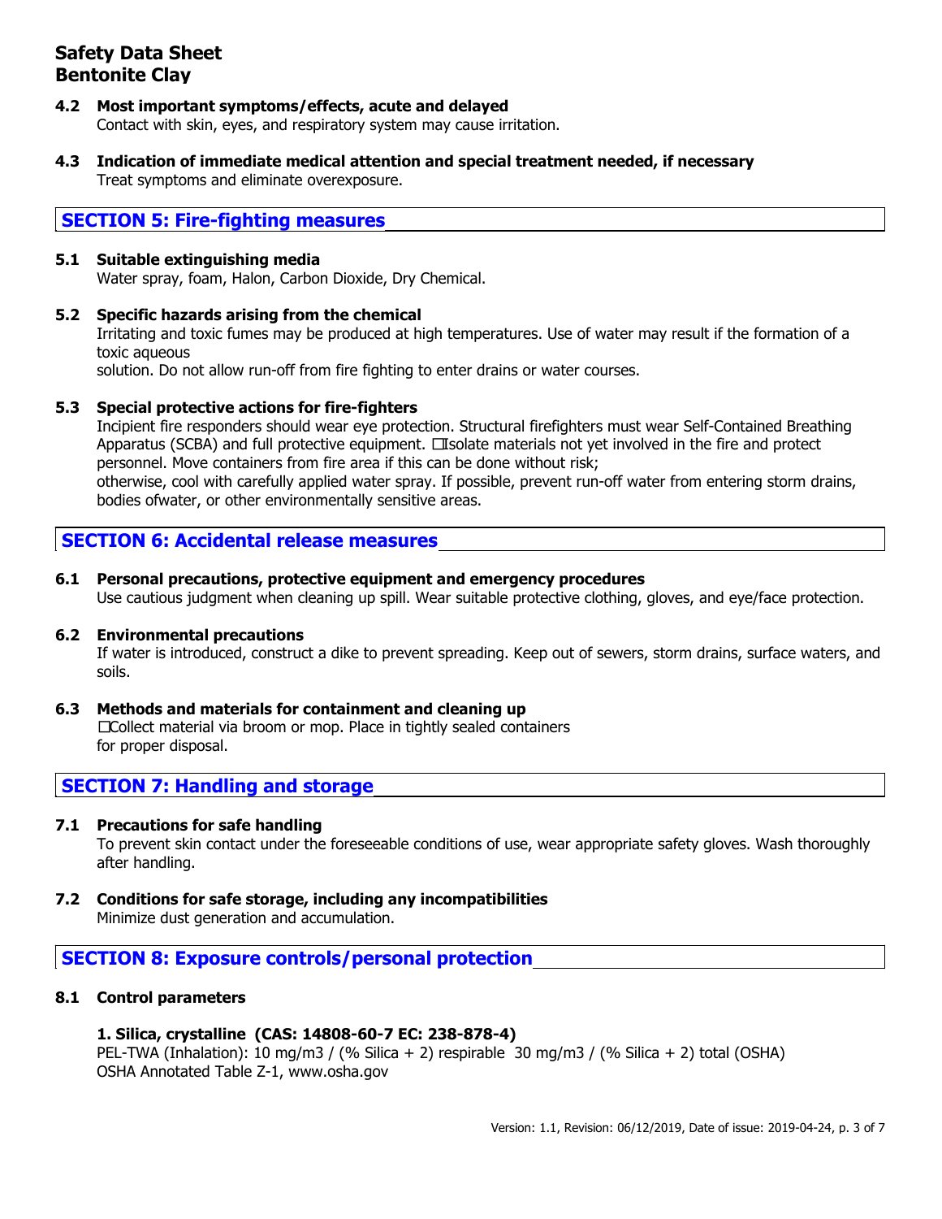### 4.2 Most important symptoms/effects, acute and delayed

Contact with skin, eyes, and respiratory system may cause irritation.

### 4.3 Indication of immediate medical attention and special treatment needed, if necessary

Treat symptoms and eliminate overexposure.

## SECTION 5: Fire-fighting measures

### 5.1 Suitable extinguishing media

Water spray, foam, Halon, Carbon Dioxide, Dry Chemical.

### 5.2 Specific hazards arising from the chemical

Irritating and toxic fumes may be produced at high temperatures. Use of water may result if the formation of a toxic aqueous
solution. Do not allow run-off from fire fighting to enter drains or water courses.

### 5.3 Special protective actions for fire-fighters

Incipient fire responders should wear eye protection. Structural firefighters must wear Self-Contained Breathing Apparatus (SCBA) and full protective equipment. Isolate materials not yet involved in the fire and protect personnel. Move containers from fire area if this can be done without risk;
otherwise, cool with carefully applied water spray. If possible, prevent run-off water from entering storm drains, bodies ofwater, or other environmentally sensitive areas.

## SECTION 6: Accidental release measures

### 6.1 Personal precautions, protective equipment and emergency procedures

Use cautious judgment when cleaning up spill. Wear suitable protective clothing, gloves, and eye/face protection.

### 6.2 Environmental precautions

If water is introduced, construct a dike to prevent spreading. Keep out of sewers, storm drains, surface waters, and soils.

### 6.3 Methods and materials for containment and cleaning up

Collect material via broom or mop. Place in tightly sealed containers
for proper disposal.

## SECTION 7: Handling and storage

### 7.1 Precautions for safe handling

To prevent skin contact under the foreseeable conditions of use, wear appropriate safety gloves. Wash thoroughly after handling.

### 7.2 Conditions for safe storage, including any incompatibilities

Minimize dust generation and accumulation.

## SECTION 8: Exposure controls/personal protection

### 8.1 Control parameters

**1. Silica, crystalline (CAS: 14808-60-7 EC: 238-878-4)**

PEL-TWA (Inhalation): 10 mg/m3 / (% Silica + 2) respirable 30 mg/m3 / (% Silica + 2) total (OSHA)
OSHA Annotated Table Z-1, www.osha.gov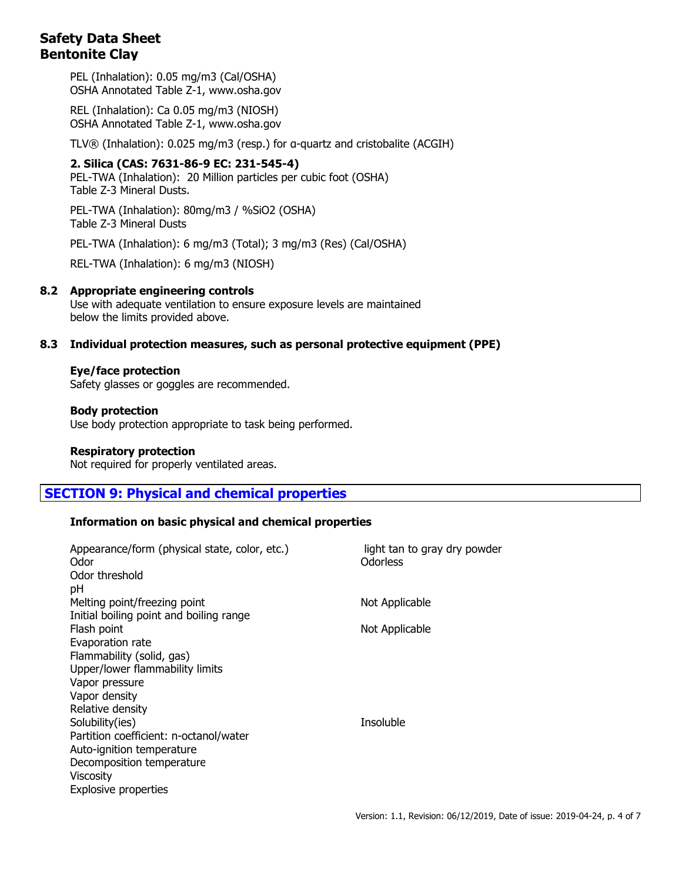PEL (Inhalation): 0.05 mg/m3 (Cal/OSHA)
OSHA Annotated Table Z-1, www.osha.gov

REL (Inhalation): Ca 0.05 mg/m3 (NIOSH)
OSHA Annotated Table Z-1, www.osha.gov

TLV® (Inhalation): 0.025 mg/m3 (resp.) for α-quartz and cristobalite (ACGIH)

**2. Silica (CAS: 7631-86-9 EC: 231-545-4)**
PEL-TWA (Inhalation): 20 Million particles per cubic foot (OSHA)
Table Z-3 Mineral Dusts.

PEL-TWA (Inhalation): 80mg/m3 / %SiO2 (OSHA)
Table Z-3 Mineral Dusts

PEL-TWA (Inhalation): 6 mg/m3 (Total); 3 mg/m3 (Res) (Cal/OSHA)

REL-TWA (Inhalation): 6 mg/m3 (NIOSH)

### 8.2 Appropriate engineering controls

Use with adequate ventilation to ensure exposure levels are maintained below the limits provided above.

### 8.3 Individual protection measures, such as personal protective equipment (PPE)

**Eye/face protection**
Safety glasses or goggles are recommended.

**Body protection**
Use body protection appropriate to task being performed.

**Respiratory protection**
Not required for properly ventilated areas.

## SECTION 9: Physical and chemical properties

**Information on basic physical and chemical properties**

| Property | Value |
|---|---|
| Appearance/form (physical state, color, etc.) | light tan to gray dry powder |
| Odor | Odorless |
| Odor threshold | |
| pH | |
| Melting point/freezing point | Not Applicable |
| Initial boiling point and boiling range | |
| Flash point | Not Applicable |
| Evaporation rate | |
| Flammability (solid, gas) | |
| Upper/lower flammability limits | |
| Vapor pressure | |
| Vapor density | |
| Relative density | |
| Solubility(ies) | Insoluble |
| Partition coefficient: n-octanol/water | |
| Auto-ignition temperature | |
| Decomposition temperature | |
| Viscosity | |
| Explosive properties | |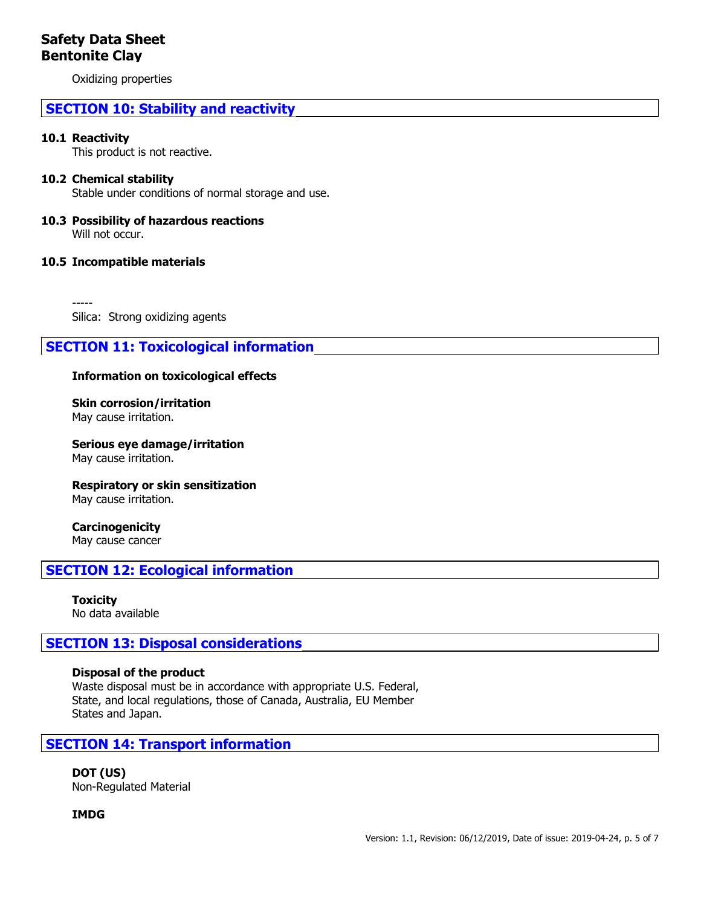Oxidizing properties

## SECTION 10: Stability and reactivity

### 10.1 Reactivity

This product is not reactive.

### 10.2 Chemical stability

Stable under conditions of normal storage and use.

### 10.3 Possibility of hazardous reactions

Will not occur.

### 10.5 Incompatible materials

-----

Silica: Strong oxidizing agents

## SECTION 11: Toxicological information

**Information on toxicological effects**

**Skin corrosion/irritation**
May cause irritation.

**Serious eye damage/irritation**
May cause irritation.

**Respiratory or skin sensitization**
May cause irritation.

**Carcinogenicity**
May cause cancer

## SECTION 12: Ecological information

**Toxicity**
No data available

## SECTION 13: Disposal considerations

**Disposal of the product**
Waste disposal must be in accordance with appropriate U.S. Federal, State, and local regulations, those of Canada, Australia, EU Member States and Japan.

## SECTION 14: Transport information

**DOT (US)**
Non-Regulated Material

**IMDG**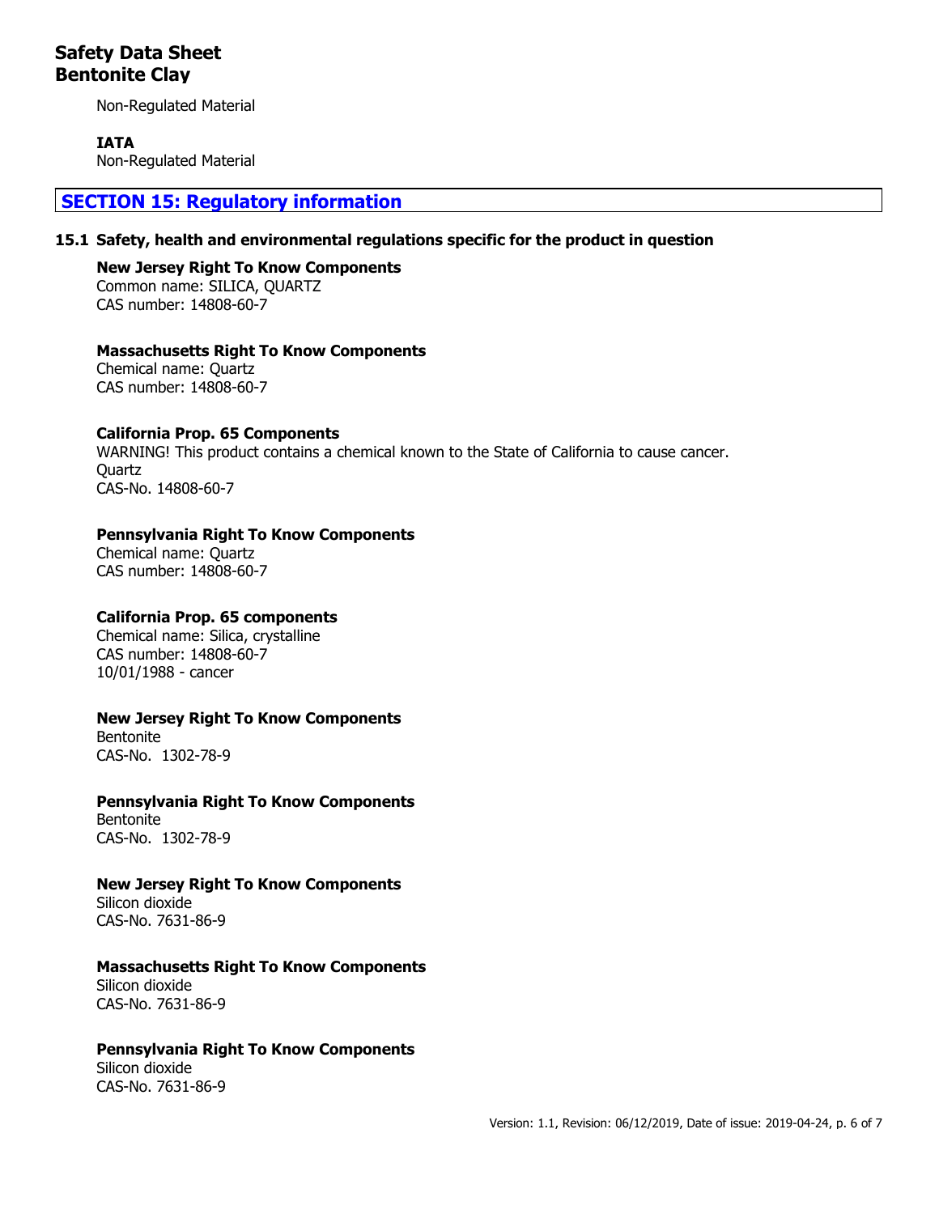Non-Regulated Material

**IATA**
Non-Regulated Material

## SECTION 15: Regulatory information

### 15.1 Safety, health and environmental regulations specific for the product in question

**New Jersey Right To Know Components**
Common name: SILICA, QUARTZ
CAS number: 14808-60-7

**Massachusetts Right To Know Components**
Chemical name: Quartz
CAS number: 14808-60-7

**California Prop. 65 Components**
WARNING! This product contains a chemical known to the State of California to cause cancer.
Quartz
CAS-No. 14808-60-7

**Pennsylvania Right To Know Components**
Chemical name: Quartz
CAS number: 14808-60-7

**California Prop. 65 components**
Chemical name: Silica, crystalline
CAS number: 14808-60-7
10/01/1988 - cancer

**New Jersey Right To Know Components**
Bentonite
CAS-No. 1302-78-9

**Pennsylvania Right To Know Components**
Bentonite
CAS-No. 1302-78-9

**New Jersey Right To Know Components**
Silicon dioxide
CAS-No. 7631-86-9

**Massachusetts Right To Know Components**
Silicon dioxide
CAS-No. 7631-86-9

**Pennsylvania Right To Know Components**
Silicon dioxide
CAS-No. 7631-86-9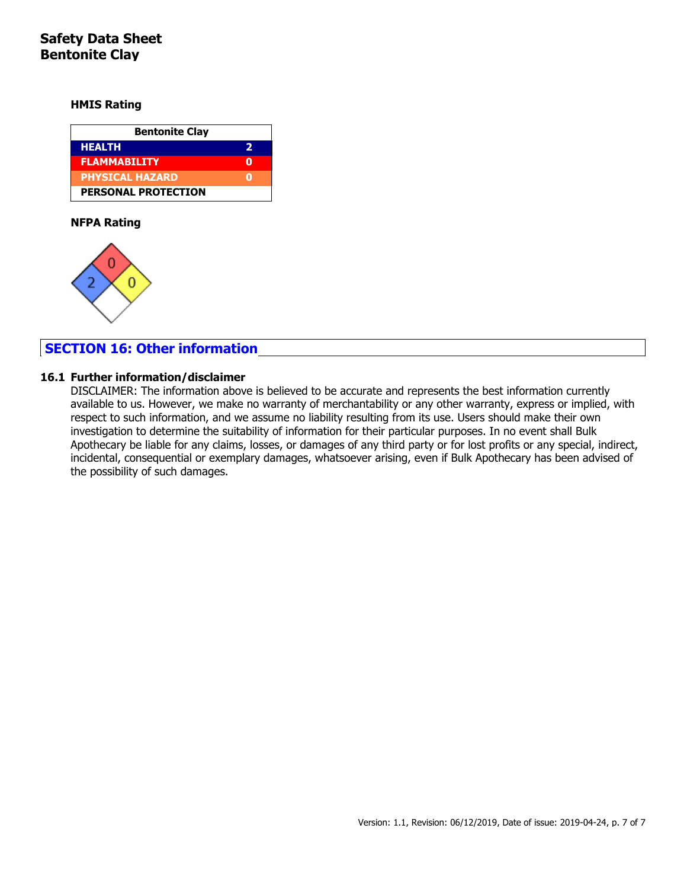**HMIS Rating**

| Bentonite Clay | |
|---|---|
| HEALTH | 2 |
| FLAMMABILITY | 0 |
| PHYSICAL HAZARD | 0 |
| PERSONAL PROTECTION | |

**NFPA Rating**

0

2 0

## SECTION 16: Other information

### 16.1 Further information/disclaimer

DISCLAIMER: The information above is believed to be accurate and represents the best information currently available to us. However, we make no warranty of merchantability or any other warranty, express or implied, with respect to such information, and we assume no liability resulting from its use. Users should make their own investigation to determine the suitability of information for their particular purposes. In no event shall Bulk Apothecary be liable for any claims, losses, or damages of any third party or for lost profits or any special, indirect, incidental, consequential or exemplary damages, whatsoever arising, even if Bulk Apothecary has been advised of the possibility of such damages.